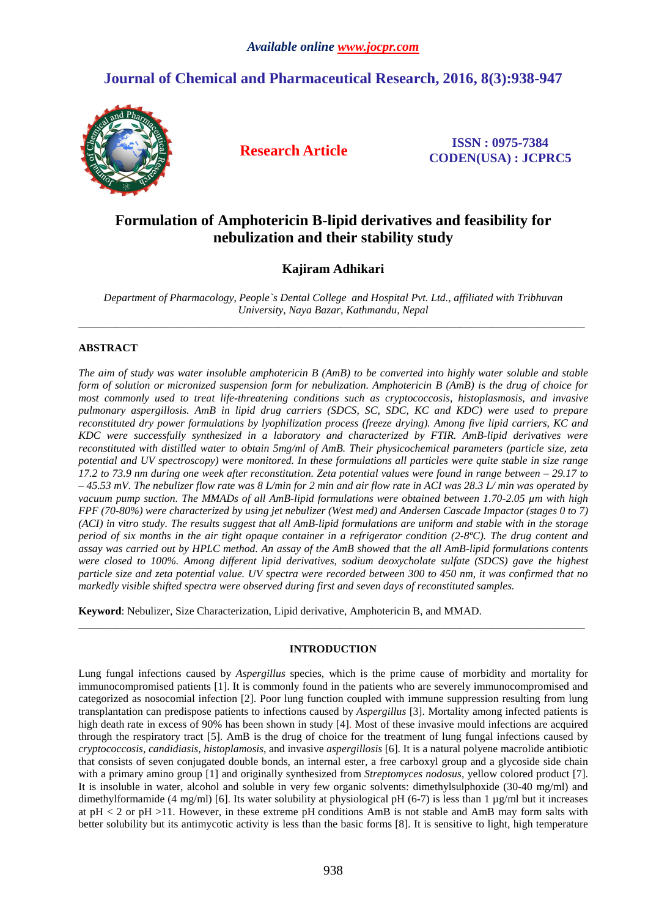# Formulation of Amphotericin B-lipid derivatives and feasibility for nebulization and their stability study

## Kajiram Adhikari

*Department of Pharmacology, People`s Dental College and Hospital Pvt. Ltd., affiliated with Tribhuvan University, Naya Bazar, Kathmandu, Nepal*

---

## ABSTRACT

*The aim of study was water insoluble amphotericin B (AmB) to be converted into highly water soluble and stable form of solution or micronized suspension form for nebulization. Amphotericin B (AmB) is the drug of choice for most commonly used to treat life-threatening conditions such as cryptococcosis, histoplasmosis, and invasive pulmonary aspergillosis. AmB in lipid drug carriers (SDCS, SC, SDC, KC and KDC) were used to prepare reconstituted dry power formulations by lyophilization process (freeze drying). Among five lipid carriers, KC and KDC were successfully synthesized in a laboratory and characterized by FTIR. AmB-lipid derivatives were reconstituted with distilled water to obtain 5mg/ml of AmB. Their physicochemical parameters (particle size, zeta potential and UV spectroscopy) were monitored. In these formulations all particles were quite stable in size range 17.2 to 73.9 nm during one week after reconstitution. Zeta potential values were found in range between – 29.17 to – 45.53 mV. The nebulizer flow rate was 8 L/min for 2 min and air flow rate in ACI was 28.3 L/ min was operated by vacuum pump suction. The MMADs of all AmB-lipid formulations were obtained between 1.70-2.05 µm with high FPF (70-80%) were characterized by using jet nebulizer (West med) and Andersen Cascade Impactor (stages 0 to 7) (ACI) in vitro study. The results suggest that all AmB-lipid formulations are uniform and stable with in the storage period of six months in the air tight opaque container in a refrigerator condition (2-8ºC). The drug content and assay was carried out by HPLC method. An assay of the AmB showed that the all AmB-lipid formulations contents were closed to 100%. Among different lipid derivatives, sodium deoxycholate sulfate (SDCS) gave the highest particle size and zeta potential value. UV spectra were recorded between 300 to 450 nm, it was confirmed that no markedly visible shifted spectra were observed during first and seven days of reconstituted samples.*

**Keyword**: Nebulizer, Size Characterization, Lipid derivative, Amphotericin B, and MMAD.

---

## INTRODUCTION

Lung fungal infections caused by *Aspergillus* species, which is the prime cause of morbidity and mortality for immunocompromised patients [1]. It is commonly found in the patients who are severely immunocompromised and categorized as nosocomial infection [2]. Poor lung function coupled with immune suppression resulting from lung transplantation can predispose patients to infections caused by *Aspergillus* [3]. Mortality among infected patients is high death rate in excess of 90% has been shown in study [4]. Most of these invasive mould infections are acquired through the respiratory tract [5]. AmB is the drug of choice for the treatment of lung fungal infections caused by *cryptococcosis*, *candidiasis*, *histoplamosis*, and invasive *aspergillosis* [6]. It is a natural polyene macrolide antibiotic that consists of seven conjugated double bonds, an internal ester, a free carboxyl group and a glycoside side chain with a primary amino group [1] and originally synthesized from *Streptomyces nodosus*, yellow colored product [7]. It is insoluble in water, alcohol and soluble in very few organic solvents: dimethylsulphoxide (30-40 mg/ml) and dimethylformamide (4 mg/ml) [6]. Its water solubility at physiological pH (6-7) is less than 1 µg/ml but it increases at pH < 2 or pH >11. However, in these extreme pH conditions AmB is not stable and AmB may form salts with better solubility but its antimycotic activity is less than the basic forms [8]. It is sensitive to light, high temperature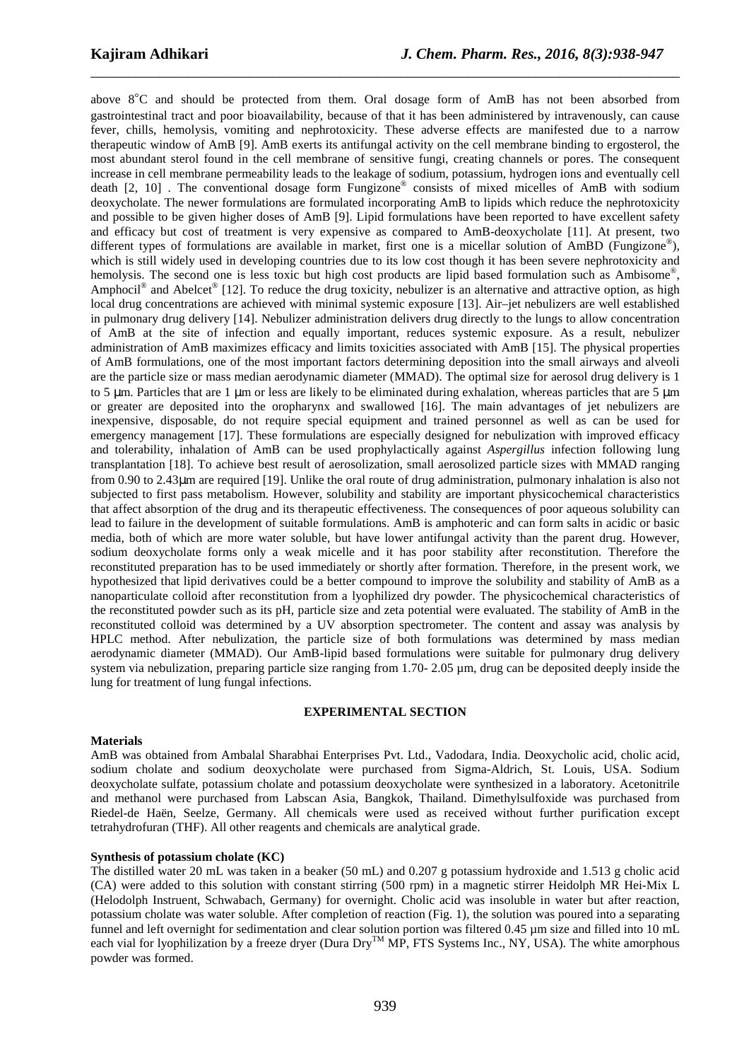above 8°C and should be protected from them. Oral dosage form of AmB has not been absorbed from gastrointestinal tract and poor bioavailability, because of that it has been administered by intravenously, can cause fever, chills, hemolysis, vomiting and nephrotoxicity. These adverse effects are manifested due to a narrow therapeutic window of AmB [9]. AmB exerts its antifungal activity on the cell membrane binding to ergosterol, the most abundant sterol found in the cell membrane of sensitive fungi, creating channels or pores. The consequent increase in cell membrane permeability leads to the leakage of sodium, potassium, hydrogen ions and eventually cell death [2, 10] . The conventional dosage form Fungizone® consists of mixed micelles of AmB with sodium deoxycholate. The newer formulations are formulated incorporating AmB to lipids which reduce the nephrotoxicity and possible to be given higher doses of AmB [9]. Lipid formulations have been reported to have excellent safety and efficacy but cost of treatment is very expensive as compared to AmB-deoxycholate [11]. At present, two different types of formulations are available in market, first one is a micellar solution of AmBD (Fungizone®), which is still widely used in developing countries due to its low cost though it has been severe nephrotoxicity and hemolysis. The second one is less toxic but high cost products are lipid based formulation such as Ambisome®, Amphocil® and Abelcet® [12]. To reduce the drug toxicity, nebulizer is an alternative and attractive option, as high local drug concentrations are achieved with minimal systemic exposure [13]. Air–jet nebulizers are well established in pulmonary drug delivery [14]. Nebulizer administration delivers drug directly to the lungs to allow concentration of AmB at the site of infection and equally important, reduces systemic exposure. As a result, nebulizer administration of AmB maximizes efficacy and limits toxicities associated with AmB [15]. The physical properties of AmB formulations, one of the most important factors determining deposition into the small airways and alveoli are the particle size or mass median aerodynamic diameter (MMAD). The optimal size for aerosol drug delivery is 1 to 5 μm. Particles that are 1 μm or less are likely to be eliminated during exhalation, whereas particles that are 5 μm or greater are deposited into the oropharynx and swallowed [16]. The main advantages of jet nebulizers are inexpensive, disposable, do not require special equipment and trained personnel as well as can be used for emergency management [17]. These formulations are especially designed for nebulization with improved efficacy and tolerability, inhalation of AmB can be used prophylactically against *Aspergillus* infection following lung transplantation [18]. To achieve best result of aerosolization, small aerosolized particle sizes with MMAD ranging from 0.90 to 2.43μm are required [19]. Unlike the oral route of drug administration, pulmonary inhalation is also not subjected to first pass metabolism. However, solubility and stability are important physicochemical characteristics that affect absorption of the drug and its therapeutic effectiveness. The consequences of poor aqueous solubility can lead to failure in the development of suitable formulations. AmB is amphoteric and can form salts in acidic or basic media, both of which are more water soluble, but have lower antifungal activity than the parent drug. However, sodium deoxycholate forms only a weak micelle and it has poor stability after reconstitution. Therefore the reconstituted preparation has to be used immediately or shortly after formation. Therefore, in the present work, we hypothesized that lipid derivatives could be a better compound to improve the solubility and stability of AmB as a nanoparticulate colloid after reconstitution from a lyophilized dry powder. The physicochemical characteristics of the reconstituted powder such as its pH, particle size and zeta potential were evaluated. The stability of AmB in the reconstituted colloid was determined by a UV absorption spectrometer. The content and assay was analysis by HPLC method. After nebulization, the particle size of both formulations was determined by mass median aerodynamic diameter (MMAD). Our AmB-lipid based formulations were suitable for pulmonary drug delivery system via nebulization, preparing particle size ranging from 1.70- 2.05 µm, drug can be deposited deeply inside the lung for treatment of lung fungal infections.

## EXPERIMENTAL SECTION

### Materials

AmB was obtained from Ambalal Sharabhai Enterprises Pvt. Ltd., Vadodara, India. Deoxycholic acid, cholic acid, sodium cholate and sodium deoxycholate were purchased from Sigma-Aldrich, St. Louis, USA. Sodium deoxycholate sulfate, potassium cholate and potassium deoxycholate were synthesized in a laboratory. Acetonitrile and methanol were purchased from Labscan Asia, Bangkok, Thailand. Dimethylsulfoxide was purchased from Riedel-de Haën, Seelze, Germany. All chemicals were used as received without further purification except tetrahydrofuran (THF). All other reagents and chemicals are analytical grade.

### Synthesis of potassium cholate (KC)

The distilled water 20 mL was taken in a beaker (50 mL) and 0.207 g potassium hydroxide and 1.513 g cholic acid (CA) were added to this solution with constant stirring (500 rpm) in a magnetic stirrer Heidolph MR Hei-Mix L (Helodolph Instruent, Schwabach, Germany) for overnight. Cholic acid was insoluble in water but after reaction, potassium cholate was water soluble. After completion of reaction (Fig. 1), the solution was poured into a separating funnel and left overnight for sedimentation and clear solution portion was filtered 0.45 µm size and filled into 10 mL each vial for lyophilization by a freeze dryer (Dura Dry™ MP, FTS Systems Inc., NY, USA). The white amorphous powder was formed.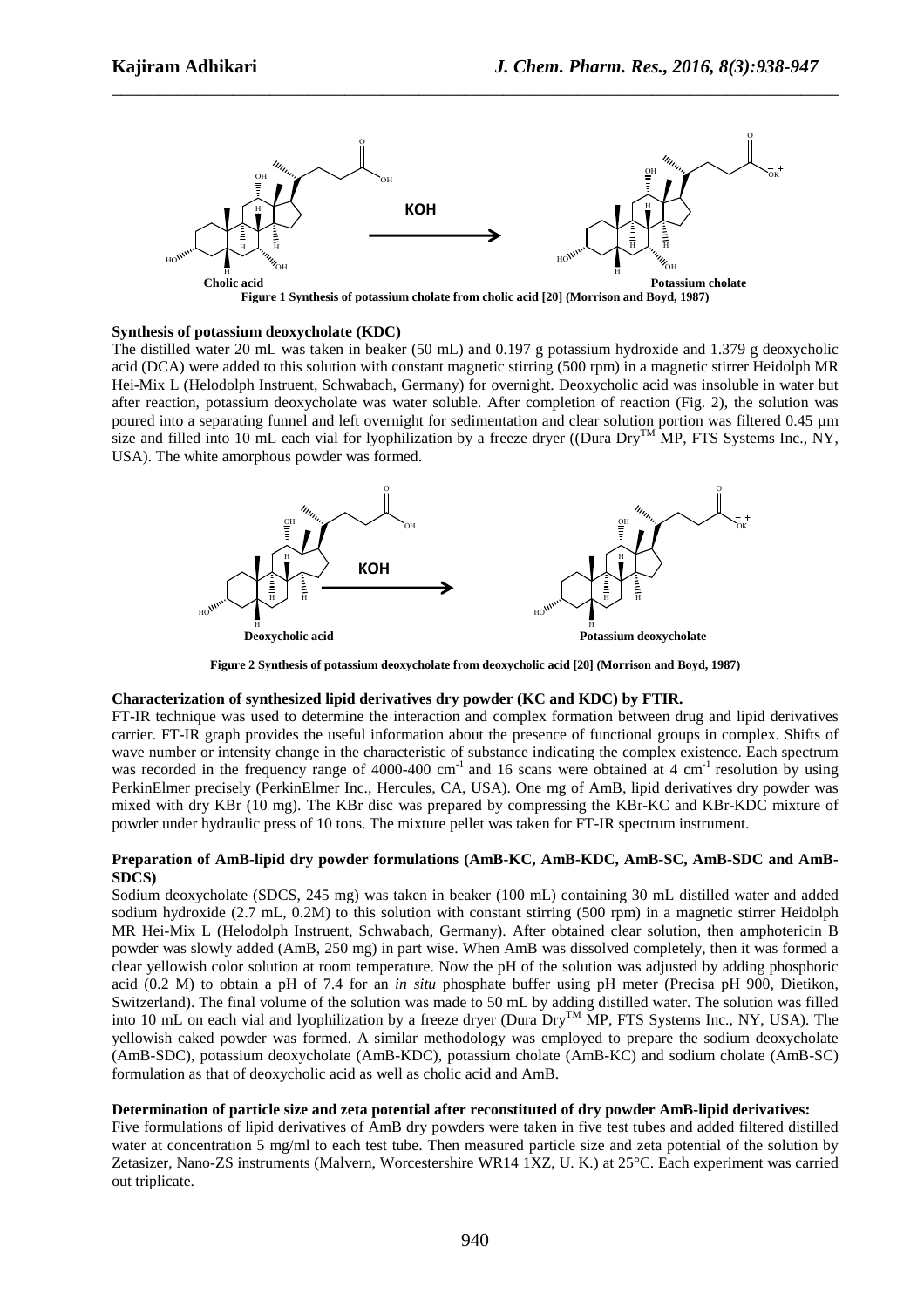**Figure 1 Synthesis of potassium cholate from cholic acid [20] (Morrison and Boyd, 1987)**

**Synthesis of potassium deoxycholate (KDC)**

The distilled water 20 mL was taken in beaker (50 mL) and 0.197 g potassium hydroxide and 1.379 g deoxycholic acid (DCA) were added to this solution with constant magnetic stirring (500 rpm) in a magnetic stirrer Heidolph MR Hei-Mix L (Helodolph Instruent, Schwabach, Germany) for overnight. Deoxycholic acid was insoluble in water but after reaction, potassium deoxycholate was water soluble. After completion of reaction (Fig. 2), the solution was poured into a separating funnel and left overnight for sedimentation and clear solution portion was filtered 0.45 µm size and filled into 10 mL each vial for lyophilization by a freeze dryer ((Dura Dry$^{TM}$ MP, FTS Systems Inc., NY, USA). The white amorphous powder was formed.

**Figure 2 Synthesis of potassium deoxycholate from deoxycholic acid [20] (Morrison and Boyd, 1987)**

**Characterization of synthesized lipid derivatives dry powder (KC and KDC) by FTIR.**

FT-IR technique was used to determine the interaction and complex formation between drug and lipid derivatives carrier. FT-IR graph provides the useful information about the presence of functional groups in complex. Shifts of wave number or intensity change in the characteristic of substance indicating the complex existence. Each spectrum was recorded in the frequency range of 4000-400 $cm^{-1}$ and 16 scans were obtained at 4 $cm^{-1}$ resolution by using PerkinElmer precisely (PerkinElmer Inc., Hercules, CA, USA). One mg of AmB, lipid derivatives dry powder was mixed with dry KBr (10 mg). The KBr disc was prepared by compressing the KBr-KC and KBr-KDC mixture of powder under hydraulic press of 10 tons. The mixture pellet was taken for FT-IR spectrum instrument.

**Preparation of AmB-lipid dry powder formulations (AmB-KC, AmB-KDC, AmB-SC, AmB-SDC and AmB-SDCS)**

Sodium deoxycholate (SDCS, 245 mg) was taken in beaker (100 mL) containing 30 mL distilled water and added sodium hydroxide (2.7 mL, 0.2M) to this solution with constant stirring (500 rpm) in a magnetic stirrer Heidolph MR Hei-Mix L (Helodolph Instruent, Schwabach, Germany). After obtained clear solution, then amphotericin B powder was slowly added (AmB, 250 mg) in part wise. When AmB was dissolved completely, then it was formed a clear yellowish color solution at room temperature. Now the pH of the solution was adjusted by adding phosphoric acid (0.2 M) to obtain a pH of 7.4 for an *in situ* phosphate buffer using pH meter (Precisa pH 900, Dietikon, Switzerland). The final volume of the solution was made to 50 mL by adding distilled water. The solution was filled into 10 mL on each vial and lyophilization by a freeze dryer (Dura Dry$^{TM}$ MP, FTS Systems Inc., NY, USA). The yellowish caked powder was formed. A similar methodology was employed to prepare the sodium deoxycholate (AmB-SDC), potassium deoxycholate (AmB-KDC), potassium cholate (AmB-KC) and sodium cholate (AmB-SC) formulation as that of deoxycholic acid as well as cholic acid and AmB.

**Determination of particle size and zeta potential after reconstituted of dry powder AmB-lipid derivatives:**

Five formulations of lipid derivatives of AmB dry powders were taken in five test tubes and added filtered distilled water at concentration 5 mg/ml to each test tube. Then measured particle size and zeta potential of the solution by Zetasizer, Nano-ZS instruments (Malvern, Worcestershire WR14 1XZ, U. K.) at 25°C. Each experiment was carried out triplicate.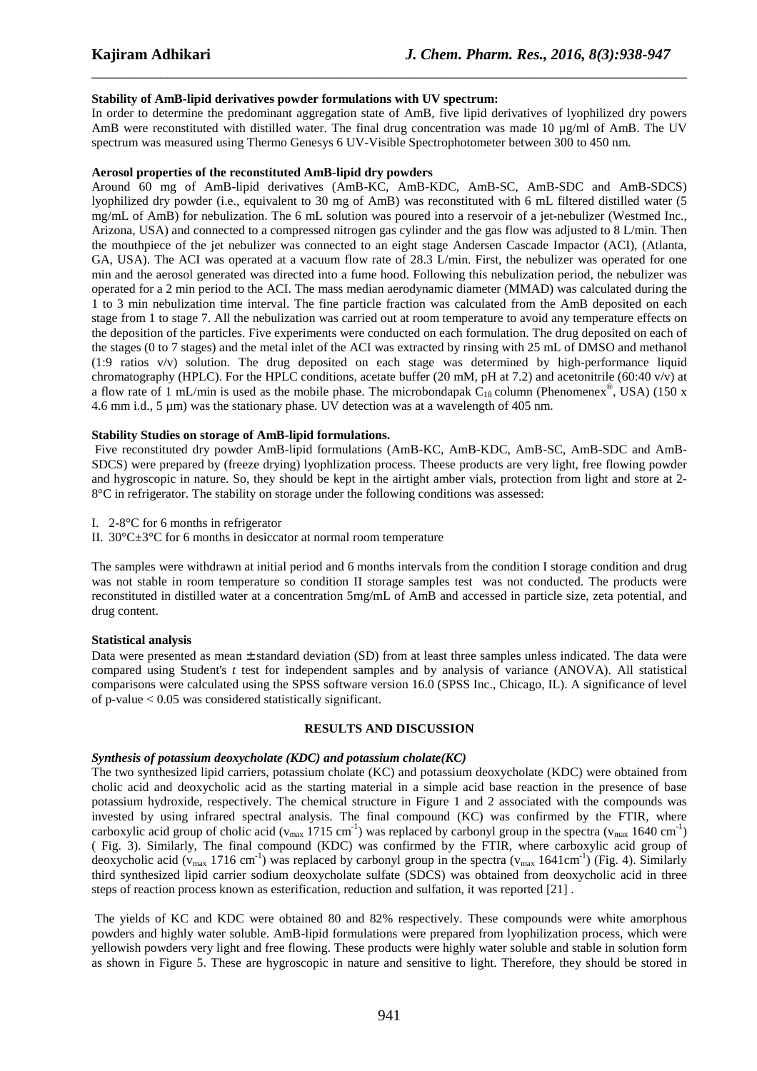**Stability of AmB-lipid derivatives powder formulations with UV spectrum:**

In order to determine the predominant aggregation state of AmB, five lipid derivatives of lyophilized dry powers AmB were reconstituted with distilled water. The final drug concentration was made 10 µg/ml of AmB. The UV spectrum was measured using Thermo Genesys 6 UV-Visible Spectrophotometer between 300 to 450 nm.

**Aerosol properties of the reconstituted AmB-lipid dry powders**

Around 60 mg of AmB-lipid derivatives (AmB-KC, AmB-KDC, AmB-SC, AmB-SDC and AmB-SDCS) lyophilized dry powder (i.e., equivalent to 30 mg of AmB) was reconstituted with 6 mL filtered distilled water (5 mg/mL of AmB) for nebulization. The 6 mL solution was poured into a reservoir of a jet-nebulizer (Westmed Inc., Arizona, USA) and connected to a compressed nitrogen gas cylinder and the gas flow was adjusted to 8 L/min. Then the mouthpiece of the jet nebulizer was connected to an eight stage Andersen Cascade Impactor (ACI), (Atlanta, GA, USA). The ACI was operated at a vacuum flow rate of 28.3 L/min. First, the nebulizer was operated for one min and the aerosol generated was directed into a fume hood. Following this nebulization period, the nebulizer was operated for a 2 min period to the ACI. The mass median aerodynamic diameter (MMAD) was calculated during the 1 to 3 min nebulization time interval. The fine particle fraction was calculated from the AmB deposited on each stage from 1 to stage 7. All the nebulization was carried out at room temperature to avoid any temperature effects on the deposition of the particles. Five experiments were conducted on each formulation. The drug deposited on each of the stages (0 to 7 stages) and the metal inlet of the ACI was extracted by rinsing with 25 mL of DMSO and methanol (1:9 ratios v/v) solution. The drug deposited on each stage was determined by high-performance liquid chromatography (HPLC). For the HPLC conditions, acetate buffer (20 mM, pH at 7.2) and acetonitrile (60:40 v/v) at a flow rate of 1 mL/min is used as the mobile phase. The microbondapak $C_{18}$ column (Phenomenex®, USA) (150 x 4.6 mm i.d., 5 µm) was the stationary phase. UV detection was at a wavelength of 405 nm.

**Stability Studies on storage of AmB-lipid formulations.**

Five reconstituted dry powder AmB-lipid formulations (AmB-KC, AmB-KDC, AmB-SC, AmB-SDC and AmB-SDCS) were prepared by (freeze drying) lyophlization process. Theese products are very light, free flowing powder and hygroscopic in nature. So, they should be kept in the airtight amber vials, protection from light and store at 2-8°C in refrigerator. The stability on storage under the following conditions was assessed:

I. 2-8°C for 6 months in refrigerator
II. 30°C±3°C for 6 months in desiccator at normal room temperature

The samples were withdrawn at initial period and 6 months intervals from the condition I storage condition and drug was not stable in room temperature so condition II storage samples test was not conducted. The products were reconstituted in distilled water at a concentration 5mg/mL of AmB and accessed in particle size, zeta potential, and drug content.

**Statistical analysis**

Data were presented as mean ± standard deviation (SD) from at least three samples unless indicated. The data were compared using Student's *t* test for independent samples and by analysis of variance (ANOVA). All statistical comparisons were calculated using the SPSS software version 16.0 (SPSS Inc., Chicago, IL). A significance of level of p-value $< 0.05$ was considered statistically significant.

## RESULTS AND DISCUSSION

***Synthesis of potassium deoxycholate (KDC) and potassium cholate(KC)***

The two synthesized lipid carriers, potassium cholate (KC) and potassium deoxycholate (KDC) were obtained from cholic acid and deoxycholic acid as the starting material in a simple acid base reaction in the presence of base potassium hydroxide, respectively. The chemical structure in Figure 1 and 2 associated with the compounds was invested by using infrared spectral analysis. The final compound (KC) was confirmed by the FTIR, where carboxylic acid group of cholic acid ($v_{max}$ 1715 $cm^{-1}$) was replaced by carbonyl group in the spectra ($v_{max}$ 1640 $cm^{-1}$) ( Fig. 3). Similarly, The final compound (KDC) was confirmed by the FTIR, where carboxylic acid group of deoxycholic acid ($v_{max}$ 1716 $cm^{-1}$) was replaced by carbonyl group in the spectra ($v_{max}$ 1641$cm^{-1}$) (Fig. 4). Similarly third synthesized lipid carrier sodium deoxycholate sulfate (SDCS) was obtained from deoxycholic acid in three steps of reaction process known as esterification, reduction and sulfation, it was reported [21] .

The yields of KC and KDC were obtained 80 and 82% respectively. These compounds were white amorphous powders and highly water soluble. AmB-lipid formulations were prepared from lyophilization process, which were yellowish powders very light and free flowing. These products were highly water soluble and stable in solution form as shown in Figure 5. These are hygroscopic in nature and sensitive to light. Therefore, they should be stored in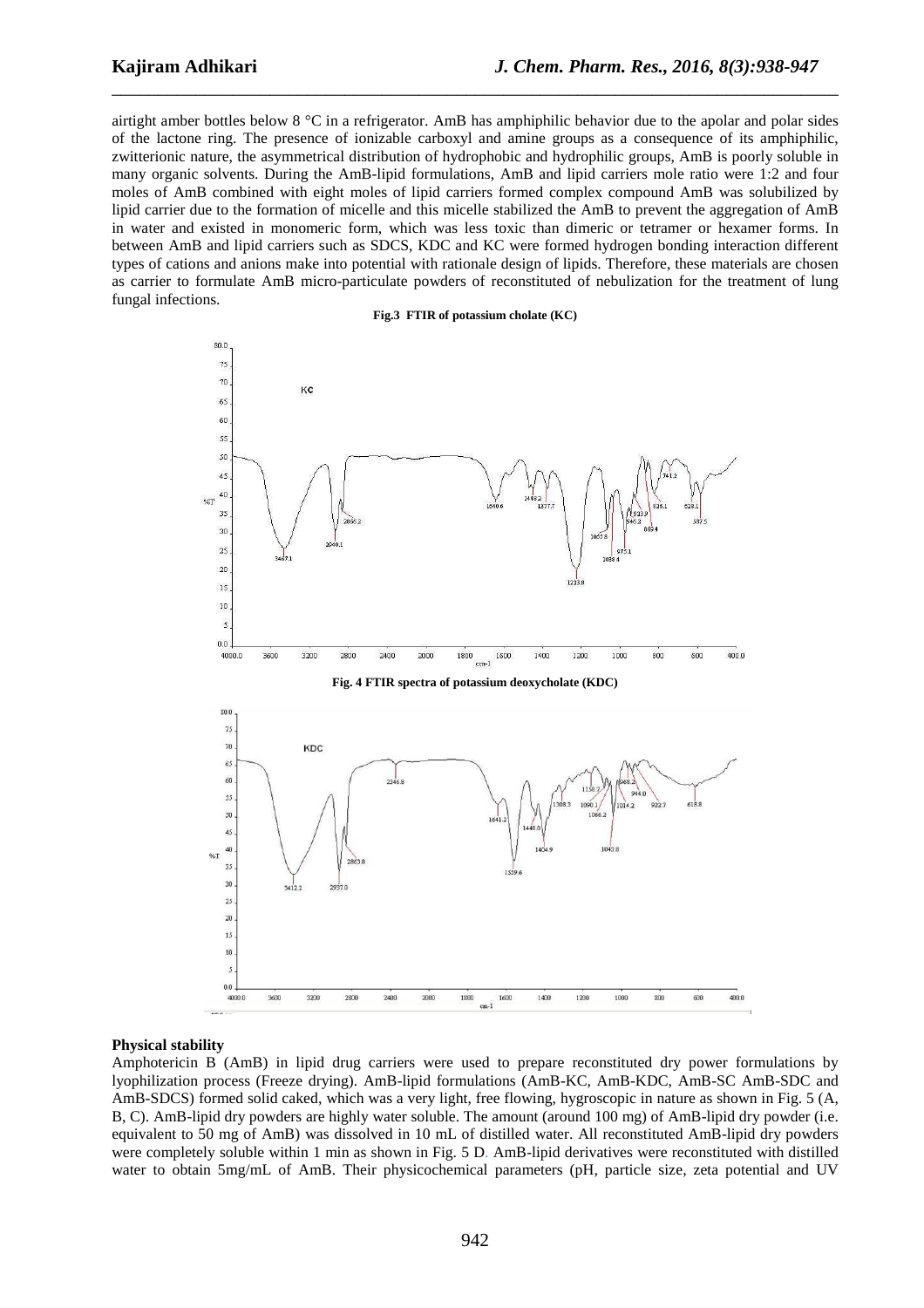airtight amber bottles below 8 °C in a refrigerator. AmB has amphiphilic behavior due to the apolar and polar sides of the lactone ring. The presence of ionizable carboxyl and amine groups as a consequence of its amphiphilic, zwitterionic nature, the asymmetrical distribution of hydrophobic and hydrophilic groups, AmB is poorly soluble in many organic solvents. During the AmB-lipid formulations, AmB and lipid carriers mole ratio were 1:2 and four moles of AmB combined with eight moles of lipid carriers formed complex compound AmB was solubilized by lipid carrier due to the formation of micelle and this micelle stabilized the AmB to prevent the aggregation of AmB in water and existed in monomeric form, which was less toxic than dimeric or tetramer or hexamer forms. In between AmB and lipid carriers such as SDCS, KDC and KC were formed hydrogen bonding interaction different types of cations and anions make into potential with rationale design of lipids. Therefore, these materials are chosen as carrier to formulate AmB micro-particulate powders of reconstituted of nebulization for the treatment of lung fungal infections.

**Fig.3 FTIR of potassium cholate (KC)**

**Fig. 4 FTIR spectra of potassium deoxycholate (KDC)**

**Physical stability**

Amphotericin B (AmB) in lipid drug carriers were used to prepare reconstituted dry power formulations by lyophilization process (Freeze drying). AmB-lipid formulations (AmB-KC, AmB-KDC, AmB-SC AmB-SDC and AmB-SDCS) formed solid caked, which was a very light, free flowing, hygroscopic in nature as shown in Fig. 5 (A, B, C). AmB-lipid dry powders are highly water soluble. The amount (around 100 mg) of AmB-lipid dry powder (i.e. equivalent to 50 mg of AmB) was dissolved in 10 mL of distilled water. All reconstituted AmB-lipid dry powders were completely soluble within 1 min as shown in Fig. 5 D. AmB-lipid derivatives were reconstituted with distilled water to obtain 5mg/mL of AmB. Their physicochemical parameters (pH, particle size, zeta potential and UV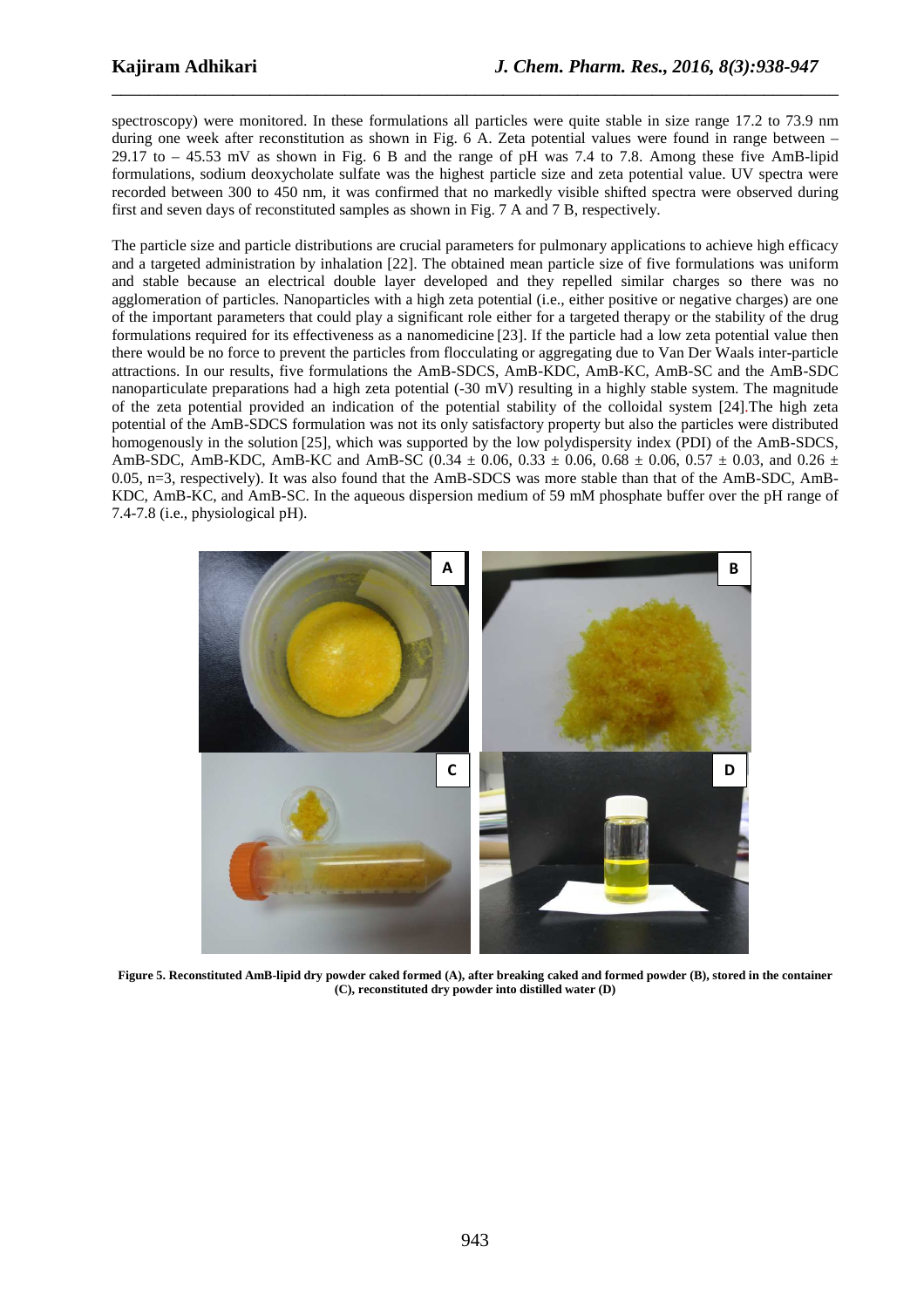spectroscopy) were monitored. In these formulations all particles were quite stable in size range 17.2 to 73.9 nm during one week after reconstitution as shown in Fig. 6 A. Zeta potential values were found in range between – 29.17 to – 45.53 mV as shown in Fig. 6 B and the range of pH was 7.4 to 7.8. Among these five AmB-lipid formulations, sodium deoxycholate sulfate was the highest particle size and zeta potential value. UV spectra were recorded between 300 to 450 nm, it was confirmed that no markedly visible shifted spectra were observed during first and seven days of reconstituted samples as shown in Fig. 7 A and 7 B, respectively.

The particle size and particle distributions are crucial parameters for pulmonary applications to achieve high efficacy and a targeted administration by inhalation [22]. The obtained mean particle size of five formulations was uniform and stable because an electrical double layer developed and they repelled similar charges so there was no agglomeration of particles. Nanoparticles with a high zeta potential (i.e., either positive or negative charges) are one of the important parameters that could play a significant role either for a targeted therapy or the stability of the drug formulations required for its effectiveness as a nanomedicine [23]. If the particle had a low zeta potential value then there would be no force to prevent the particles from flocculating or aggregating due to Van Der Waals inter-particle attractions. In our results, five formulations the AmB-SDCS, AmB-KDC, AmB-KC, AmB-SC and the AmB-SDC nanoparticulate preparations had a high zeta potential (-30 mV) resulting in a highly stable system. The magnitude of the zeta potential provided an indication of the potential stability of the colloidal system [24].The high zeta potential of the AmB-SDCS formulation was not its only satisfactory property but also the particles were distributed homogenously in the solution [25], which was supported by the low polydispersity index (PDI) of the AmB-SDCS, AmB-SDC, AmB-KDC, AmB-KC and AmB-SC (0.34 ± 0.06, 0.33 ± 0.06, 0.68 ± 0.06, 0.57 ± 0.03, and 0.26 ± 0.05, n=3, respectively). It was also found that the AmB-SDCS was more stable than that of the AmB-SDC, AmB-KDC, AmB-KC, and AmB-SC. In the aqueous dispersion medium of 59 mM phosphate buffer over the pH range of 7.4-7.8 (i.e., physiological pH).

**Figure 5. Reconstituted AmB-lipid dry powder caked formed (A), after breaking caked and formed powder (B), stored in the container (C), reconstituted dry powder into distilled water (D)**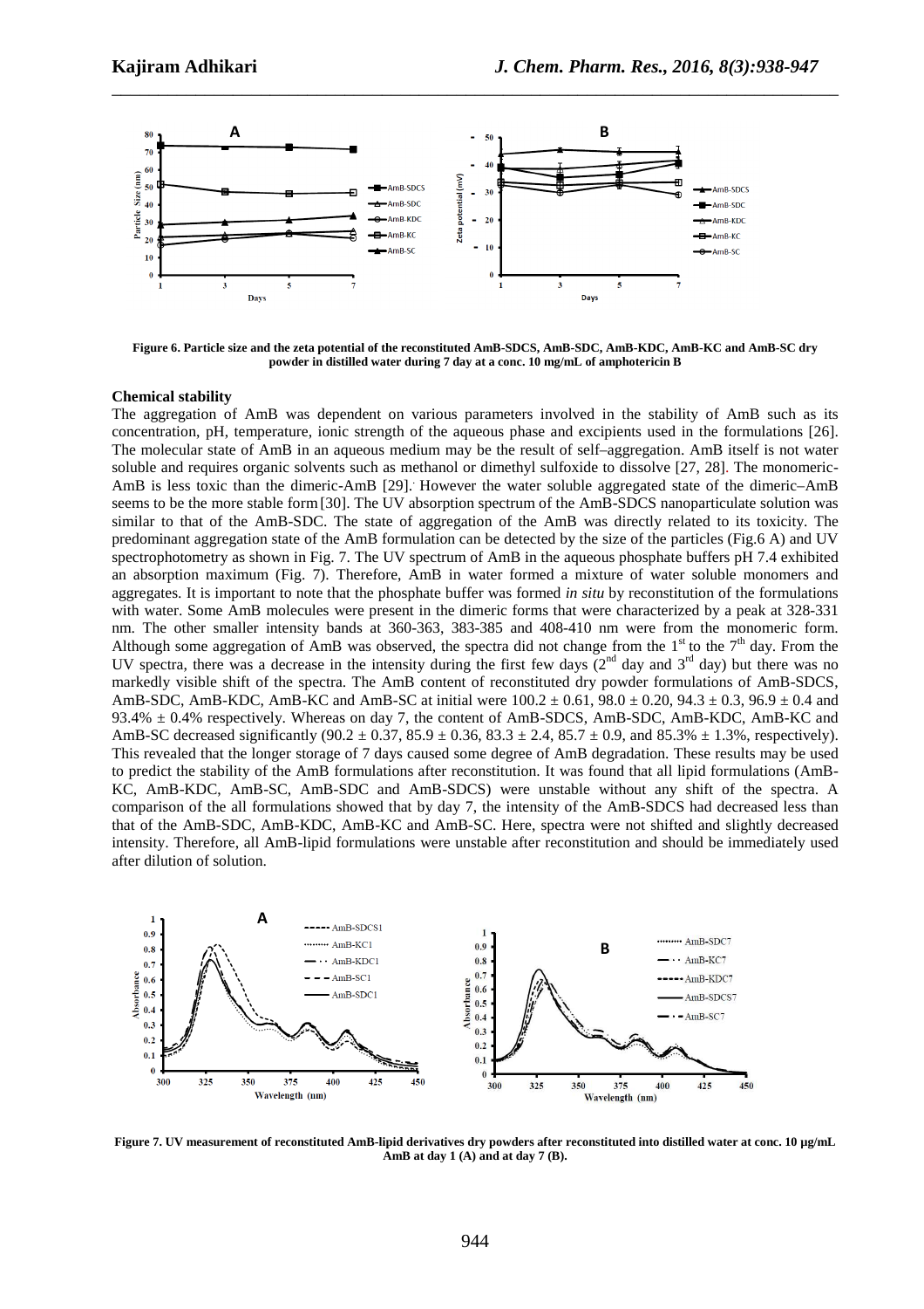Figure 6. Particle size and the zeta potential of the reconstituted AmB-SDCS, AmB-SDC, AmB-KDC, AmB-KC and AmB-SC dry powder in distilled water during 7 day at a conc. 10 mg/mL of amphotericin B

### Chemical stability

The aggregation of AmB was dependent on various parameters involved in the stability of AmB such as its concentration, pH, temperature, ionic strength of the aqueous phase and excipients used in the formulations [26]. The molecular state of AmB in an aqueous medium may be the result of self–aggregation. AmB itself is not water soluble and requires organic solvents such as methanol or dimethyl sulfoxide to dissolve [27, 28]. The monomeric-AmB is less toxic than the dimeric-AmB [29]. However the water soluble aggregated state of the dimeric–AmB seems to be the more stable form [30]. The UV absorption spectrum of the AmB-SDCS nanoparticulate solution was similar to that of the AmB-SDC. The state of aggregation of the AmB was directly related to its toxicity. The predominant aggregation state of the AmB formulation can be detected by the size of the particles (Fig.6 A) and UV spectrophotometry as shown in Fig. 7. The UV spectrum of AmB in the aqueous phosphate buffers pH 7.4 exhibited an absorption maximum (Fig. 7). Therefore, AmB in water formed a mixture of water soluble monomers and aggregates. It is important to note that the phosphate buffer was formed *in situ* by reconstitution of the formulations with water. Some AmB molecules were present in the dimeric forms that were characterized by a peak at 328-331 nm. The other smaller intensity bands at 360-363, 383-385 and 408-410 nm were from the monomeric form. Although some aggregation of AmB was observed, the spectra did not change from the 1st to the 7th day. From the UV spectra, there was a decrease in the intensity during the first few days (2nd day and 3rd day) but there was no markedly visible shift of the spectra. The AmB content of reconstituted dry powder formulations of AmB-SDCS, AmB-SDC, AmB-KDC, AmB-KC and AmB-SC at initial were $100.2 \pm 0.61$, $98.0 \pm 0.20$, $94.3 \pm 0.3$, $96.9 \pm 0.4$ and $93.4\% \pm 0.4\%$ respectively. Whereas on day 7, the content of AmB-SDCS, AmB-SDC, AmB-KDC, AmB-KC and AmB-SC decreased significantly ($90.2 \pm 0.37$, $85.9 \pm 0.36$, $83.3 \pm 2.4$, $85.7 \pm 0.9$, and $85.3\% \pm 1.3\%$, respectively). This revealed that the longer storage of 7 days caused some degree of AmB degradation. These results may be used to predict the stability of the AmB formulations after reconstitution. It was found that all lipid formulations (AmB-KC, AmB-KDC, AmB-SC, AmB-SDC and AmB-SDCS) were unstable without any shift of the spectra. A comparison of the all formulations showed that by day 7, the intensity of the AmB-SDCS had decreased less than that of the AmB-SDC, AmB-KDC, AmB-KC and AmB-SC. Here, spectra were not shifted and slightly decreased intensity. Therefore, all AmB-lipid formulations were unstable after reconstitution and should be immediately used after dilution of solution.

Figure 7. UV measurement of reconstituted AmB-lipid derivatives dry powders after reconstituted into distilled water at conc. 10 µg/mL AmB at day 1 (A) and at day 7 (B).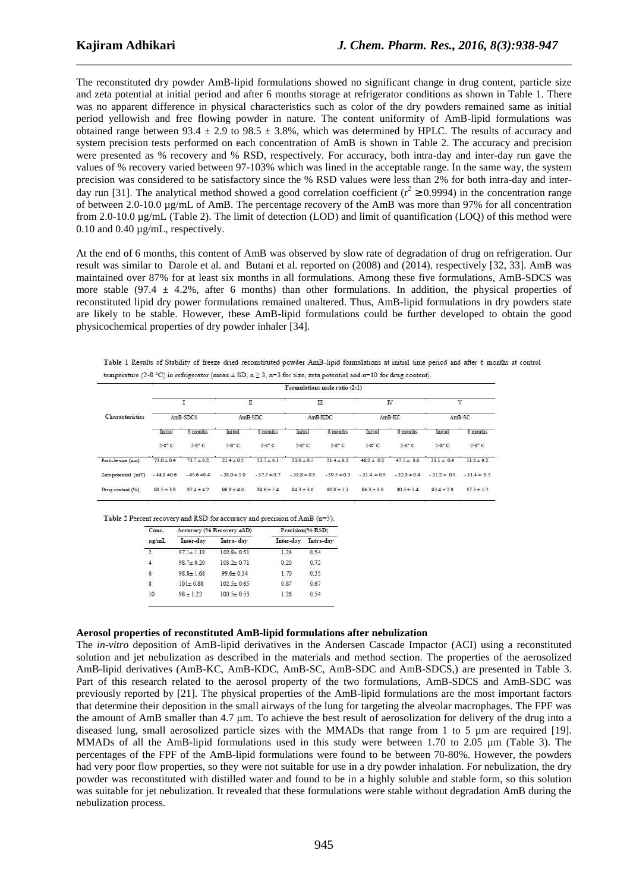The reconstituted dry powder AmB-lipid formulations showed no significant change in drug content, particle size and zeta potential at initial period and after 6 months storage at refrigerator conditions as shown in Table 1. There was no apparent difference in physical characteristics such as color of the dry powders remained same as initial period yellowish and free flowing powder in nature. The content uniformity of AmB-lipid formulations was obtained range between 93.4 ± 2.9 to 98.5 ± 3.8%, which was determined by HPLC. The results of accuracy and system precision tests performed on each concentration of AmB is shown in Table 2. The accuracy and precision were presented as % recovery and % RSD, respectively. For accuracy, both intra-day and inter-day run gave the values of % recovery varied between 97-103% which was lined in the acceptable range. In the same way, the system precision was considered to be satisfactory since the % RSD values were less than 2% for both intra-day and inter-day run [31]. The analytical method showed a good correlation coefficient ($r^2 \geq 0.9994$) in the concentration range of between 2.0-10.0 µg/mL of AmB. The percentage recovery of the AmB was more than 97% for all concentration from 2.0-10.0 µg/mL (Table 2). The limit of detection (LOD) and limit of quantification (LOQ) of this method were 0.10 and 0.40 µg/mL, respectively.

At the end of 6 months, this content of AmB was observed by slow rate of degradation of drug on refrigeration. Our result was similar to Darole et al. and Butani et al. reported on (2008) and (2014), respectively [32, 33]. AmB was maintained over 87% for at least six months in all formulations. Among these five formulations, AmB-SDCS was more stable (97.4 ± 4.2%, after 6 months) than other formulations. In addition, the physical properties of reconstituted lipid dry power formulations remained unaltered. Thus, AmB-lipid formulations in dry powders state are likely to be stable. However, these AmB-lipid formulations could be further developed to obtain the good physicochemical properties of dry powder inhaler [34].

Table 1 Results of Stability of freeze dried reconstituted powder AmB-lipid formulations at initial time period and after 6 months at control temperature (2-8 °C) in refrigerator (mean ± SD, n ≥ 3, n=3 for size, zeta potential and n=10 for drug content).

| Characteristics | Formulations mole ratio (2:1) | | | | | | | | | |
|---|---|---|---|---|---|---|---|---|---|---|
| | I | | II | | III | | IV | | V | |
| | AmB-SDCS | | AmB-SDC | | AmB-KDC | | AmB-KC | | AmB-SC | |
| | Initial 2-8° C | 6 months 2-8° C | Initial 2-8° C | 6 months 2-8° C | Initial 2-8° C | 6 months 2-8° C | Initial 2-8° C | 6 months 2-8° C | Initial 2-8° C | 6 months 2-8° C |
| Particle size (nm) | 73.0 ± 0.4 | 73.7 ± 0.2 | 23.4 ± 0.2 | 23.7 ± 0.1 | 21.0 ± 0.5 | 21.4 ± 0.2 | 48.2 ± 0.2 | 47.5 ± 0.6 | 31.1 ± 0.4 | 31.6 ± 0.2 |
| Zeta potential (mV) | - 44.0 ±0.6 | - 45.6 ±0.4 | - 38.0 ± 1.0 | - 37.7 ± 0.7 | - 39.8 ± 0.5 | - 39.5 ± 0.3 | - 33.4 ± 0.5 | - 32.0 ± 0.4 | - 31.2 ± 0.5 | - 31.4 ± 0.5 |
| Drug content (%) | 98.5 ± 3.8 | 97.4 ± 4.2 | 96.8 ± 4.0 | 89.6 ± 5.4 | 94.3 ± 3.0 | 90.0 ± 3.1 | 96.3 ± 3.0 | 90.3 ± 3.4 | 93.4 ± 2.9 | 87.3 ± 3.2 |

Table 2 Percent recovery and RSD for accuracy and precision of AmB (n=5).

| Conc. µg/mL | Accuracy (% Recovery ±SD) | | Precision(% RSD) | |
|---|---|---|---|---|
| | Inter-day | Intra- day | Inter-day | Intra-day |
| 2 | 97.1± 1.19 | 102.9± 0.51 | 1.24 | 0.54 |
| 4 | 98.7± 0.20 | 103.2± 0.71 | 0.20 | 0.72 |
| 6 | 98.8± 1.68 | 99.6± 0.34 | 1.70 | 0.35 |
| 8 | 101± 0.88 | 102.5± 0.65 | 0.87 | 0.67 |
| 10 | 98 ± 1.22 | 100.5± 0.53 | 1.26 | 0.54 |

**Aerosol properties of reconstituted AmB-lipid formulations after nebulization**

The *in-vitro* deposition of AmB-lipid derivatives in the Andersen Cascade Impactor (ACI) using a reconstituted solution and jet nebulization as described in the materials and method section. The properties of the aerosolized AmB-lipid derivatives (AmB-KC, AmB-KDC, AmB-SC, AmB-SDC and AmB-SDCS,) are presented in Table 3. Part of this research related to the aerosol property of the two formulations, AmB-SDCS and AmB-SDC was previously reported by [21]. The physical properties of the AmB-lipid formulations are the most important factors that determine their deposition in the small airways of the lung for targeting the alveolar macrophages. The FPF was the amount of AmB smaller than 4.7 µm. To achieve the best result of aerosolization for delivery of the drug into a diseased lung, small aerosolized particle sizes with the MMADs that range from 1 to 5 µm are required [19]. MMADs of all the AmB-lipid formulations used in this study were between 1.70 to 2.05 µm (Table 3). The percentages of the FPF of the AmB-lipid formulations were found to be between 70-80%. However, the powders had very poor flow properties, so they were not suitable for use in a dry powder inhalation. For nebulization, the dry powder was reconstituted with distilled water and found to be in a highly soluble and stable form, so this solution was suitable for jet nebulization. It revealed that these formulations were stable without degradation AmB during the nebulization process.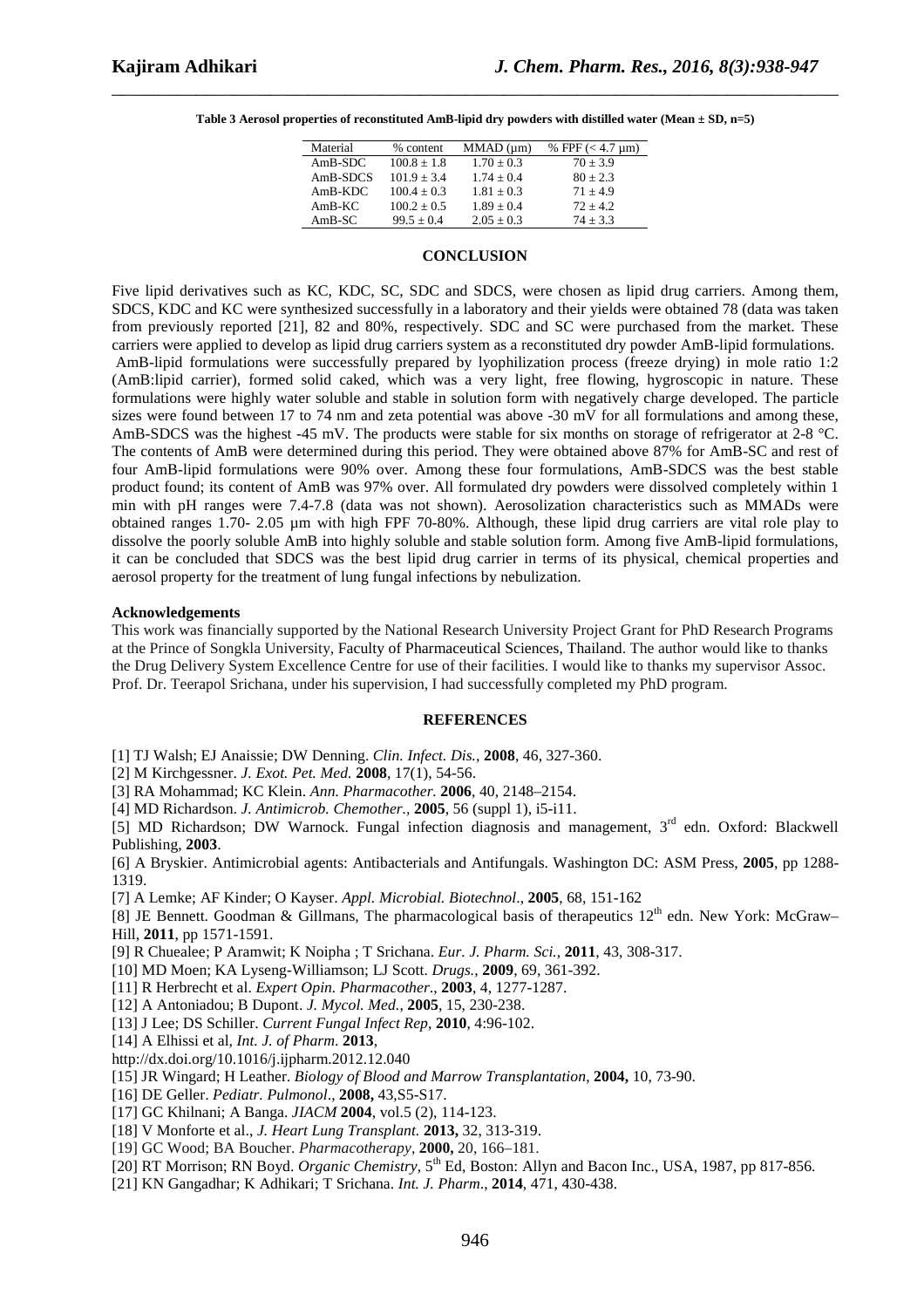**Table 3 Aerosol properties of reconstituted AmB-lipid dry powders with distilled water (Mean ± SD, n=5)**

| Material | % content | MMAD (µm) | % FPF (< 4.7 µm) |
|---|---|---|---|
| AmB-SDC | 100.8 ± 1.8 | 1.70 ± 0.3 | 70 ± 3.9 |
| AmB-SDCS | 101.9 ± 3.4 | 1.74 ± 0.4 | 80 ± 2.3 |
| AmB-KDC | 100.4 ± 0.3 | 1.81 ± 0.3 | 71 ± 4.9 |
| AmB-KC | 100.2 ± 0.5 | 1.89 ± 0.4 | 72 ± 4.2 |
| AmB-SC | 99.5 ± 0.4 | 2.05 ± 0.3 | 74 ± 3.3 |

## CONCLUSION

Five lipid derivatives such as KC, KDC, SC, SDC and SDCS, were chosen as lipid drug carriers. Among them, SDCS, KDC and KC were synthesized successfully in a laboratory and their yields were obtained 78 (data was taken from previously reported [21], 82 and 80%, respectively. SDC and SC were purchased from the market. These carriers were applied to develop as lipid drug carriers system as a reconstituted dry powder AmB-lipid formulations. AmB-lipid formulations were successfully prepared by lyophilization process (freeze drying) in mole ratio 1:2 (AmB:lipid carrier), formed solid caked, which was a very light, free flowing, hygroscopic in nature. These formulations were highly water soluble and stable in solution form with negatively charge developed. The particle sizes were found between 17 to 74 nm and zeta potential was above -30 mV for all formulations and among these, AmB-SDCS was the highest -45 mV. The products were stable for six months on storage of refrigerator at 2-8 °C. The contents of AmB were determined during this period. They were obtained above 87% for AmB-SC and rest of four AmB-lipid formulations were 90% over. Among these four formulations, AmB-SDCS was the best stable product found; its content of AmB was 97% over. All formulated dry powders were dissolved completely within 1 min with pH ranges were 7.4-7.8 (data was not shown). Aerosolization characteristics such as MMADs were obtained ranges 1.70- 2.05 µm with high FPF 70-80%. Although, these lipid drug carriers are vital role play to dissolve the poorly soluble AmB into highly soluble and stable solution form. Among five AmB-lipid formulations, it can be concluded that SDCS was the best lipid drug carrier in terms of its physical, chemical properties and aerosol property for the treatment of lung fungal infections by nebulization.

**Acknowledgements**

This work was financially supported by the National Research University Project Grant for PhD Research Programs at the Prince of Songkla University, Faculty of Pharmaceutical Sciences, Thailand. The author would like to thanks the Drug Delivery System Excellence Centre for use of their facilities. I would like to thanks my supervisor Assoc. Prof. Dr. Teerapol Srichana, under his supervision, I had successfully completed my PhD program.

## REFERENCES

[1] TJ Walsh; EJ Anaissie; DW Denning. *Clin. Infect. Dis.*, **2008**, 46, 327-360.

[2] M Kirchgessner. *J. Exot. Pet. Med.* **2008**, 17(1), 54-56.

[3] RA Mohammad; KC Klein. *Ann. Pharmacother.* **2006**, 40, 2148–2154.

[4] MD Richardson. *J. Antimicrob. Chemother.*, **2005**, 56 (suppl 1), i5-i11.

[5] MD Richardson; DW Warnock. Fungal infection diagnosis and management, 3rd edn. Oxford: Blackwell Publishing, **2003**.

[6] A Bryskier. Antimicrobial agents: Antibacterials and Antifungals. Washington DC: ASM Press, **2005**, pp 1288-1319.

[7] A Lemke; AF Kinder; O Kayser. *Appl. Microbial. Biotechnol*., **2005**, 68, 151-162

[8] JE Bennett. Goodman & Gillmans, The pharmacological basis of therapeutics 12th edn. New York: McGraw–Hill, **2011**, pp 1571-1591.

[9] R Chuealee; P Aramwit; K Noipha ; T Srichana. *Eur. J. Pharm. Sci.*, **2011**, 43, 308-317.

[10] MD Moen; KA Lyseng-Williamson; LJ Scott. *Drugs.*, **2009**, 69, 361-392.

[11] R Herbrecht et al. *Expert Opin. Pharmacother*., **2003**, 4, 1277-1287.

[12] A Antoniadou; B Dupont. *J. Mycol. Med.*, **2005**, 15, 230-238.

[13] J Lee; DS Schiller. *Current Fungal Infect Rep*, **2010**, 4:96-102.

[14] A Elhissi et al, *Int. J. of Pharm*. **2013**, http://dx.doi.org/10.1016/j.ijpharm.2012.12.040

[15] JR Wingard; H Leather. *Biology of Blood and Marrow Transplantation*, **2004,** 10, 73-90.

[16] DE Geller. *Pediatr. Pulmonol*., **2008,** 43,S5-S17.

[17] GC Khilnani; A Banga. *JIACM* **2004**, vol.5 (2), 114-123.

[18] V Monforte et al., *J. Heart Lung Transplant.* **2013,** 32, 313-319.

[19] GC Wood; BA Boucher. *Pharmacotherapy*, **2000,** 20, 166–181.

[20] RT Morrison; RN Boyd. *Organic Chemistry*, 5th Ed, Boston: Allyn and Bacon Inc., USA, 1987, pp 817-856.

[21] KN Gangadhar; K Adhikari; T Srichana. *Int. J. Pharm*., **2014**, 471, 430-438.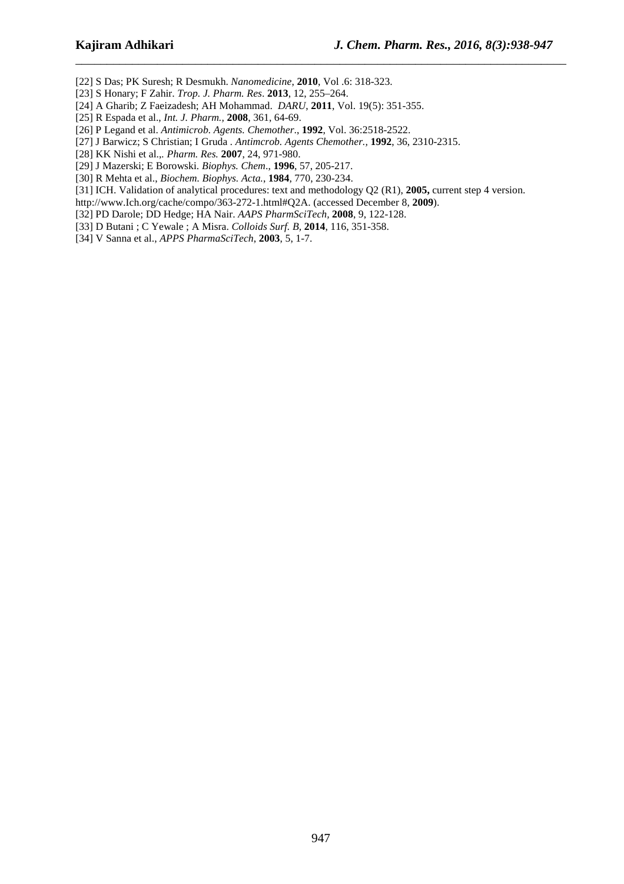[22] S Das; PK Suresh; R Desmukh. *Nanomedicine*, **2010**, Vol .6: 318-323.
[23] S Honary; F Zahir. *Trop. J. Pharm. Res*. **2013**, 12, 255–264.
[24] A Gharib; Z Faeizadesh; AH Mohammad. *DARU*, **2011**, Vol. 19(5): 351-355.
[25] R Espada et al., *Int. J. Pharm.*, **2008**, 361, 64-69.
[26] P Legand et al. *Antimicrob. Agents. Chemother.*, **1992**, Vol. 36:2518-2522.
[27] J Barwicz; S Christian; I Gruda . *Antimcrob. Agents Chemother.*, **1992**, 36, 2310-2315.
[28] KK Nishi et al.,. *Pharm. Res.* **2007**, 24, 971-980.
[29] J Mazerski; E Borowski. *Biophys. Chem*., **1996**, 57, 205-217.
[30] R Mehta et al., *Biochem. Biophys. Acta.*, **1984**, 770, 230-234.
[31] ICH. Validation of analytical procedures: text and methodology Q2 (R1), **2005,** current step 4 version. http://www.Ich.org/cache/compo/363-272-1.html#Q2A. (accessed December 8, **2009**).
[32] PD Darole; DD Hedge; HA Nair. *AAPS PharmSciTech*, **2008**, 9, 122-128.
[33] D Butani ; C Yewale ; A Misra. *Colloids Surf. B*, **2014**, 116, 351-358.
[34] V Sanna et al., *APPS PharmaSciTech*, **2003**, 5, 1-7.